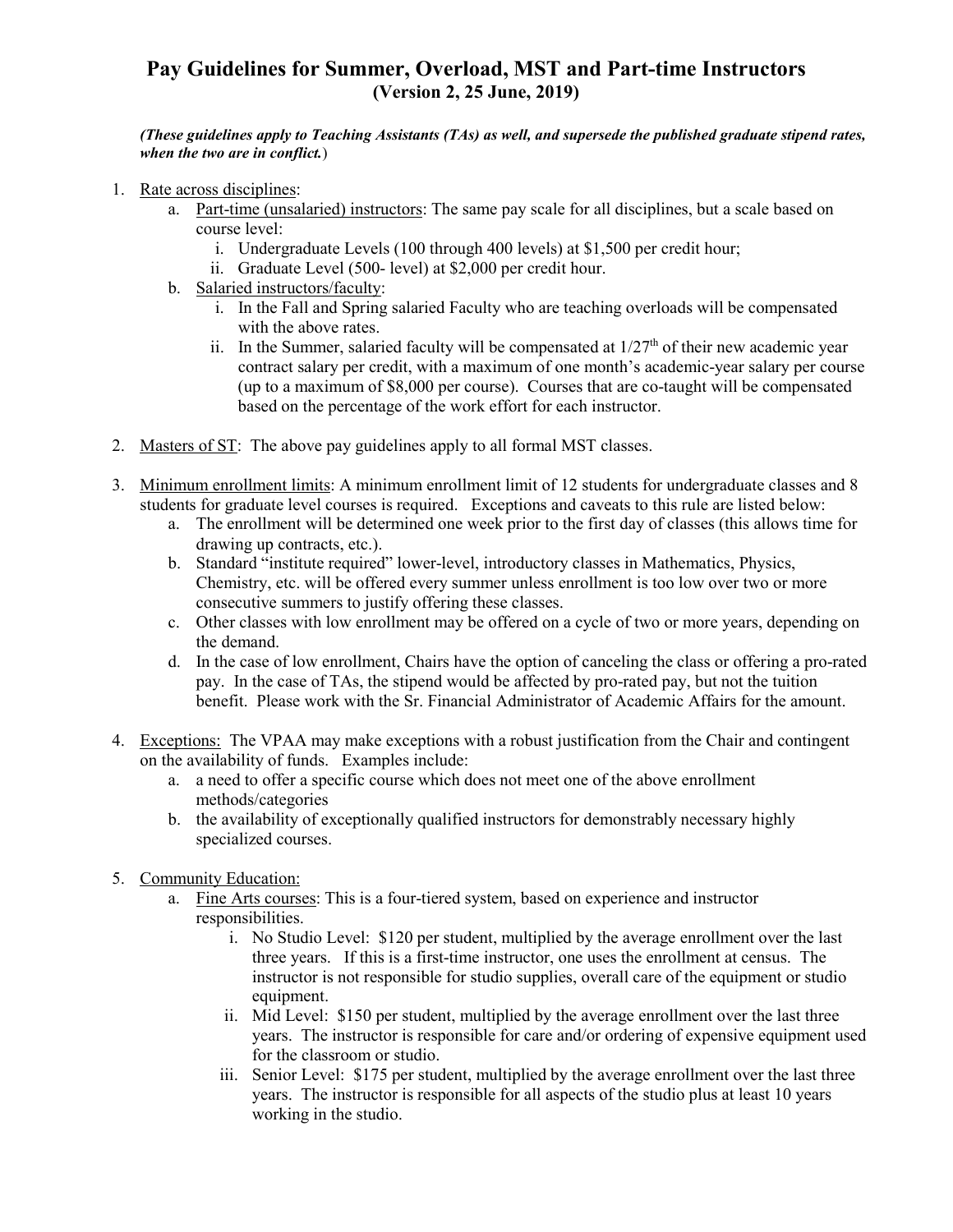# Pay Guidelines for Summer, Overload, MST and Part-time Instructors

**(Version 2, 25 June, 2019)**

***(These guidelines apply to Teaching Assistants (TAs) as well, and supersede the published graduate stipend rates, when the two are in conflict.)***

1. Rate across disciplines:
   a. Part-time (unsalaried) instructors: The same pay scale for all disciplines, but a scale based on course level:
      i. Undergraduate Levels (100 through 400 levels) at $1,500 per credit hour;
      ii. Graduate Level (500- level) at $2,000 per credit hour.
   b. Salaried instructors/faculty:
      i. In the Fall and Spring salaried Faculty who are teaching overloads will be compensated with the above rates.
      ii. In the Summer, salaried faculty will be compensated at 1/27th of their new academic year contract salary per credit, with a maximum of one month's academic-year salary per course (up to a maximum of $8,000 per course). Courses that are co-taught will be compensated based on the percentage of the work effort for each instructor.

2. Masters of ST: The above pay guidelines apply to all formal MST classes.

3. Minimum enrollment limits: A minimum enrollment limit of 12 students for undergraduate classes and 8 students for graduate level courses is required. Exceptions and caveats to this rule are listed below:
   a. The enrollment will be determined one week prior to the first day of classes (this allows time for drawing up contracts, etc.).
   b. Standard "institute required" lower-level, introductory classes in Mathematics, Physics, Chemistry, etc. will be offered every summer unless enrollment is too low over two or more consecutive summers to justify offering these classes.
   c. Other classes with low enrollment may be offered on a cycle of two or more years, depending on the demand.
   d. In the case of low enrollment, Chairs have the option of canceling the class or offering a pro-rated pay. In the case of TAs, the stipend would be affected by pro-rated pay, but not the tuition benefit. Please work with the Sr. Financial Administrator of Academic Affairs for the amount.

4. Exceptions: The VPAA may make exceptions with a robust justification from the Chair and contingent on the availability of funds. Examples include:
   a. a need to offer a specific course which does not meet one of the above enrollment methods/categories
   b. the availability of exceptionally qualified instructors for demonstrably necessary highly specialized courses.

5. Community Education:
   a. Fine Arts courses: This is a four-tiered system, based on experience and instructor responsibilities.
      i. No Studio Level: $120 per student, multiplied by the average enrollment over the last three years. If this is a first-time instructor, one uses the enrollment at census. The instructor is not responsible for studio supplies, overall care of the equipment or studio equipment.
      ii. Mid Level: $150 per student, multiplied by the average enrollment over the last three years. The instructor is responsible for care and/or ordering of expensive equipment used for the classroom or studio.
      iii. Senior Level: $175 per student, multiplied by the average enrollment over the last three years. The instructor is responsible for all aspects of the studio plus at least 10 years working in the studio.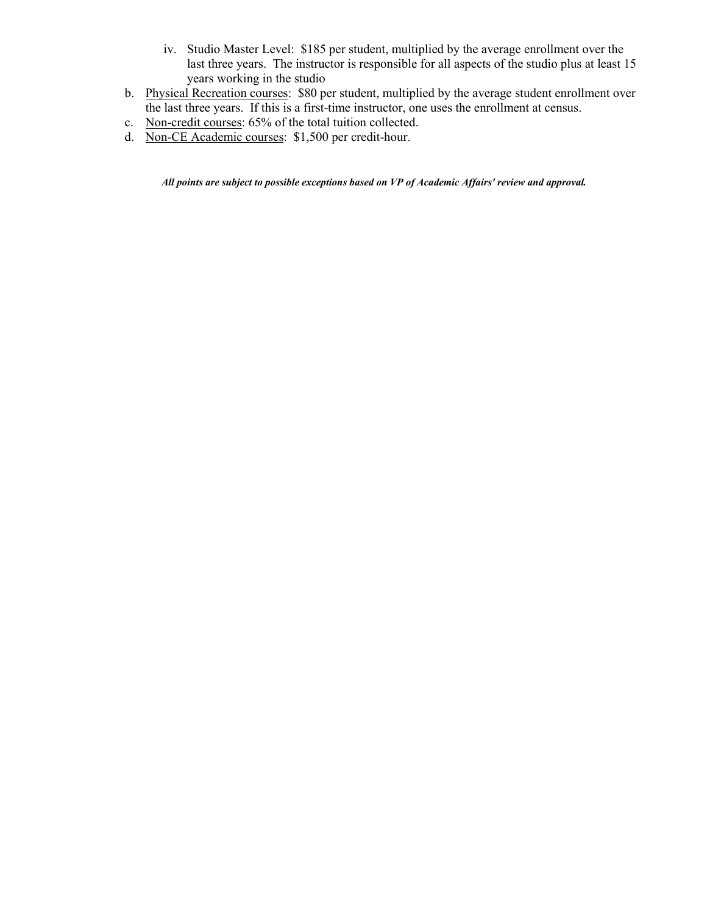iv. Studio Master Level: $185 per student, multiplied by the average enrollment over the last three years. The instructor is responsible for all aspects of the studio plus at least 15 years working in the studio

b. Physical Recreation courses: $80 per student, multiplied by the average student enrollment over the last three years. If this is a first-time instructor, one uses the enrollment at census.

c. Non-credit courses: 65% of the total tuition collected.

d. Non-CE Academic courses: $1,500 per credit-hour.

***All points are subject to possible exceptions based on VP of Academic Affairs' review and approval.***